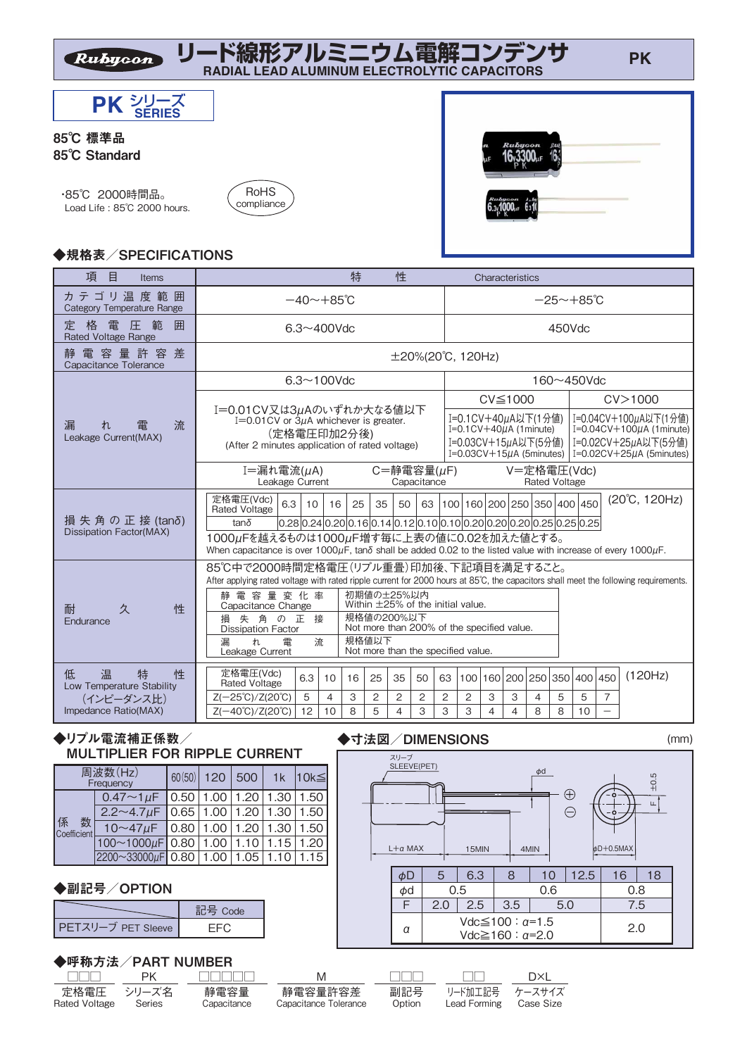# Rubycon リード線形アルミニウム電解コンデンサ
RADIAL LEAD ALUMINUM ELECTROLYTIC CAPACITORS

PK

## PK シリーズ SERIES

**85℃ 標準品**
**85℃ Standard**

・85℃ 2000時間品。
Load Life : 85℃ 2000 hours.

RoHS compliance

### ◆規格表／SPECIFICATIONS

| 項目 Items | 特性 Characteristics | |
|---|---|---|
| カテゴリ温度範囲 Category Temperature Range | −40〜+85℃ | −25〜+85℃ |
| 定格電圧範囲 Rated Voltage Range | 6.3〜400Vdc | 450Vdc |
| 静電容量許容差 Capacitance Tolerance | ±20%(20℃, 120Hz) | |

**漏れ電流 Leakage Current(MAX)**

| 6.3〜100Vdc | 160〜450Vdc CV≦1000 | 160〜450Vdc CV>1000 |
|---|---|---|
| I=0.01CV又は3μAのいずれか大なる値以下 I=0.01CV or 3μA whichever is greater. (定格電圧印加2分後) (After 2 minutes application of rated voltage) | I=0.1CV+40μA以下(1分値) I=0.1CV+40μA (1minute) I=0.03CV+15μA以下(5分値) I=0.03CV+15μA (5minutes) | I=0.04CV+100μA以下(1分値) I=0.04CV+100μA (1minute) I=0.02CV+25μA以下(5分値) I=0.02CV+25μA (5minutes) |

I=漏れ電流(μA) Leakage Current　C=静電容量(μF) Capacitance　V=定格電圧(Vdc) Rated Voltage

**損失角の正接(tanδ) Dissipation Factor(MAX)** (20℃, 120Hz)

| 定格電圧(Vdc) Rated Voltage | 6.3 | 10 | 16 | 25 | 35 | 50 | 63 | 100 | 160 | 200 | 250 | 350 | 400 | 450 |
|---|---|---|---|---|---|---|---|---|---|---|---|---|---|---|
| tanδ | 0.28 | 0.24 | 0.20 | 0.16 | 0.14 | 0.12 | 0.10 | 0.10 | 0.20 | 0.20 | 0.20 | 0.25 | 0.25 | 0.25 |

1000μFを越えるものは1000μF増す毎に上表の値に0.02を加えた値とする。
When capacitance is over 1000μF, tanδ shall be added 0.02 to the listed value with increase of every 1000μF.

**耐久性 Endurance**

85℃中で2000時間定格電圧(リプル重畳)印加後、下記項目を満足すること。
After applying rated voltage with rated ripple current for 2000 hours at 85℃, the capacitors shall meet the following requirements.

| 項目 | 要求 |
|---|---|
| 静電容量変化率 Capacitance Change | 初期値の±25%以内 Within ±25% of the initial value. |
| 損失角の正接 Dissipation Factor | 規格値の200%以下 Not more than 200% of the specified value. |
| 漏れ電流 Leakage Current | 規格値以下 Not more than the specified value. |

**低温特性 Low Temperature Stability (インピーダンス比) Impedance Ratio(MAX)** (120Hz)

| 定格電圧(Vdc) Rated Voltage | 6.3 | 10 | 16 | 25 | 35 | 50 | 63 | 100 | 160 | 200 | 250 | 350 | 400 | 450 |
|---|---|---|---|---|---|---|---|---|---|---|---|---|---|---|
| Z(−25℃)/Z(20℃) | 5 | 4 | 3 | 2 | 2 | 2 | 2 | 2 | 3 | 3 | 4 | 5 | 5 | 7 |
| Z(−40℃)/Z(20℃) | 12 | 10 | 8 | 5 | 4 | 3 | 3 | 3 | 4 | 4 | 8 | 8 | 10 | − |

### ◆リプル電流補正係数／MULTIPLIER FOR RIPPLE CURRENT

| 周波数(Hz) Frequency | 60(50) | 120 | 500 | 1k | 10k≦ |
|---|---|---|---|---|---|
| 係数 Coefficient 0.47〜1μF | 0.50 | 1.00 | 1.20 | 1.30 | 1.50 |
| 2.2〜4.7μF | 0.65 | 1.00 | 1.20 | 1.30 | 1.50 |
| 10〜47μF | 0.80 | 1.00 | 1.20 | 1.30 | 1.50 |
| 100〜1000μF | 0.80 | 1.00 | 1.10 | 1.15 | 1.20 |
| 2200〜33000μF | 0.80 | 1.00 | 1.05 | 1.10 | 1.15 |

### ◆寸法図／DIMENSIONS

(mm)

スリーブ SLEEVE(PET)　φd　L+α MAX　15MIN　4MIN　φD+0.5MAX　F ±0.5

| φD | 5 | 6.3 | 8 | 10 | 12.5 | 16 | 18 |
|---|---|---|---|---|---|---|---|
| φd | 0.5 | | 0.6 | | | 0.8 | |
| F | 2.0 | 2.5 | 3.5 | 5.0 | | 7.5 | |
| α | Vdc≦100 : α=1.5 Vdc≧160 : α=2.0 | | | | | 2.0 | |

### ◆副記号／OPTION

| | 記号 Code |
|---|---|
| PETスリーブ PET Sleeve | EFC |

### ◆呼称方法／PART NUMBER

| □□□ | PK | □□□□□ | M | □□□ | □□ | D×L |
|---|---|---|---|---|---|---|
| 定格電圧 Rated Voltage | シリーズ名 Series | 静電容量 Capacitance | 静電容量許容差 Capacitance Tolerance | 副記号 Option | リード加工記号 Lead Forming | ケースサイズ Case Size |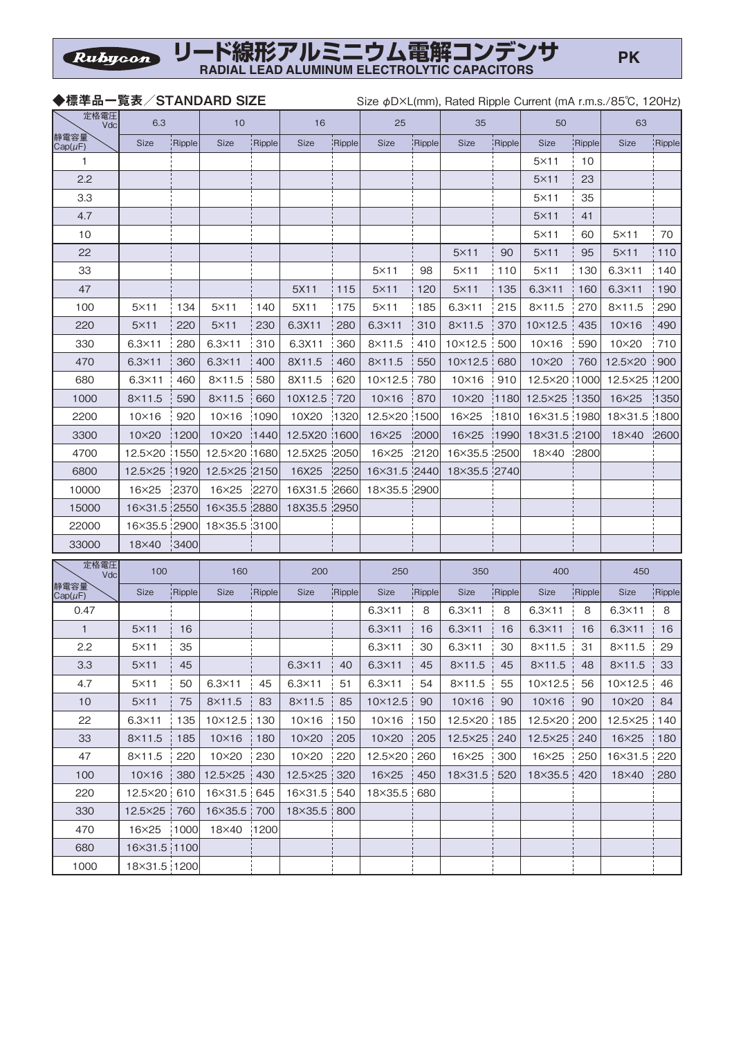# Rubycon リード線形アルミニウム電解コンデンサ RADIAL LEAD ALUMINUM ELECTROLYTIC CAPACITORS

**PK**

## ◆標準品一覧表／STANDARD SIZE

Size ϕD×L(mm), Rated Ripple Current (mA r.m.s./85℃, 120Hz)

| 定格電圧 Vdc / 静電容量 Cap(μF) | 6.3 | | 10 | | 16 | | 25 | | 35 | | 50 | | 63 | |
|---|---|---|---|---|---|---|---|---|---|---|---|---|---|---|
| | Size | Ripple | Size | Ripple | Size | Ripple | Size | Ripple | Size | Ripple | Size | Ripple | Size | Ripple |
| 1 | | | | | | | | | | | 5×11 | 10 | | |
| 2.2 | | | | | | | | | | | 5×11 | 23 | | |
| 3.3 | | | | | | | | | | | 5×11 | 35 | | |
| 4.7 | | | | | | | | | | | 5×11 | 41 | | |
| 10 | | | | | | | | | | | 5×11 | 60 | 5×11 | 70 |
| 22 | | | | | | | | | 5×11 | 90 | 5×11 | 95 | 5×11 | 110 |
| 33 | | | | | | | 5×11 | 98 | 5×11 | 110 | 5×11 | 130 | 6.3×11 | 140 |
| 47 | | | | | 5X11 | 115 | 5×11 | 120 | 5×11 | 135 | 6.3×11 | 160 | 6.3×11 | 190 |
| 100 | 5×11 | 134 | 5×11 | 140 | 5X11 | 175 | 5×11 | 185 | 6.3×11 | 215 | 8×11.5 | 270 | 8×11.5 | 290 |
| 220 | 5×11 | 220 | 5×11 | 230 | 6.3X11 | 280 | 6.3×11 | 310 | 8×11.5 | 370 | 10×12.5 | 435 | 10×16 | 490 |
| 330 | 6.3×11 | 280 | 6.3×11 | 310 | 6.3X11 | 360 | 8×11.5 | 410 | 10×12.5 | 500 | 10×16 | 590 | 10×20 | 710 |
| 470 | 6.3×11 | 360 | 6.3×11 | 400 | 8X11.5 | 460 | 8×11.5 | 550 | 10×12.5 | 680 | 10×20 | 760 | 12.5×20 | 900 |
| 680 | 6.3×11 | 460 | 8×11.5 | 580 | 8X11.5 | 620 | 10×12.5 | 780 | 10×16 | 910 | 12.5×20 | 1000 | 12.5×25 | 1200 |
| 1000 | 8×11.5 | 590 | 8×11.5 | 660 | 10X12.5 | 720 | 10×16 | 870 | 10×20 | 1180 | 12.5×25 | 1350 | 16×25 | 1350 |
| 2200 | 10×16 | 920 | 10×16 | 1090 | 10X20 | 1320 | 12.5×20 | 1500 | 16×25 | 1810 | 16×31.5 | 1980 | 18×31.5 | 1800 |
| 3300 | 10×20 | 1200 | 10×20 | 1440 | 12.5X20 | 1600 | 16×25 | 2000 | 16×25 | 1990 | 18×31.5 | 2100 | 18×40 | 2600 |
| 4700 | 12.5×20 | 1550 | 12.5×20 | 1680 | 12.5X25 | 2050 | 16×25 | 2120 | 16×35.5 | 2500 | 18×40 | 2800 | | |
| 6800 | 12.5×25 | 1920 | 12.5×25 | 2150 | 16X25 | 2250 | 16×31.5 | 2440 | 18×35.5 | 2740 | | | | |
| 10000 | 16×25 | 2370 | 16×25 | 2270 | 16X31.5 | 2660 | 18×35.5 | 2900 | | | | | | |
| 15000 | 16×31.5 | 2550 | 16×35.5 | 2880 | 18X35.5 | 2950 | | | | | | | | |
| 22000 | 16×35.5 | 2900 | 18×35.5 | 3100 | | | | | | | | | | |
| 33000 | 18×40 | 3400 | | | | | | | | | | | | |

| 定格電圧 Vdc / 静電容量 Cap(μF) | 100 | | 160 | | 200 | | 250 | | 350 | | 400 | | 450 | |
|---|---|---|---|---|---|---|---|---|---|---|---|---|---|---|
| | Size | Ripple | Size | Ripple | Size | Ripple | Size | Ripple | Size | Ripple | Size | Ripple | Size | Ripple |
| 0.47 | | | | | | | 6.3×11 | 8 | 6.3×11 | 8 | 6.3×11 | 8 | 6.3×11 | 8 |
| 1 | 5×11 | 16 | | | | | 6.3×11 | 16 | 6.3×11 | 16 | 6.3×11 | 16 | 6.3×11 | 16 |
| 2.2 | 5×11 | 35 | | | | | 6.3×11 | 30 | 6.3×11 | 30 | 8×11.5 | 31 | 8×11.5 | 29 |
| 3.3 | 5×11 | 45 | | | 6.3×11 | 40 | 6.3×11 | 45 | 8×11.5 | 45 | 8×11.5 | 48 | 8×11.5 | 33 |
| 4.7 | 5×11 | 50 | 6.3×11 | 45 | 6.3×11 | 51 | 6.3×11 | 54 | 8×11.5 | 55 | 10×12.5 | 56 | 10×12.5 | 46 |
| 10 | 5×11 | 75 | 8×11.5 | 83 | 8×11.5 | 85 | 10×12.5 | 90 | 10×16 | 90 | 10×16 | 90 | 10×20 | 84 |
| 22 | 6.3×11 | 135 | 10×12.5 | 130 | 10×16 | 150 | 10×16 | 150 | 12.5×20 | 185 | 12.5×20 | 200 | 12.5×25 | 140 |
| 33 | 8×11.5 | 185 | 10×16 | 180 | 10×20 | 205 | 10×20 | 205 | 12.5×25 | 240 | 12.5×25 | 240 | 16×25 | 180 |
| 47 | 8×11.5 | 220 | 10×20 | 230 | 10×20 | 220 | 12.5×20 | 260 | 16×25 | 300 | 16×25 | 250 | 16×31.5 | 220 |
| 100 | 10×16 | 380 | 12.5×25 | 430 | 12.5×25 | 320 | 16×25 | 450 | 18×31.5 | 520 | 18×35.5 | 420 | 18×40 | 280 |
| 220 | 12.5×20 | 610 | 16×31.5 | 645 | 16×31.5 | 540 | 18×35.5 | 680 | | | | | | |
| 330 | 12.5×25 | 760 | 16×35.5 | 700 | 18×35.5 | 800 | | | | | | | | |
| 470 | 16×25 | 1000 | 18×40 | 1200 | | | | | | | | | | |
| 680 | 16×31.5 | 1100 | | | | | | | | | | | | |
| 1000 | 18×31.5 | 1200 | | | | | | | | | | | | |